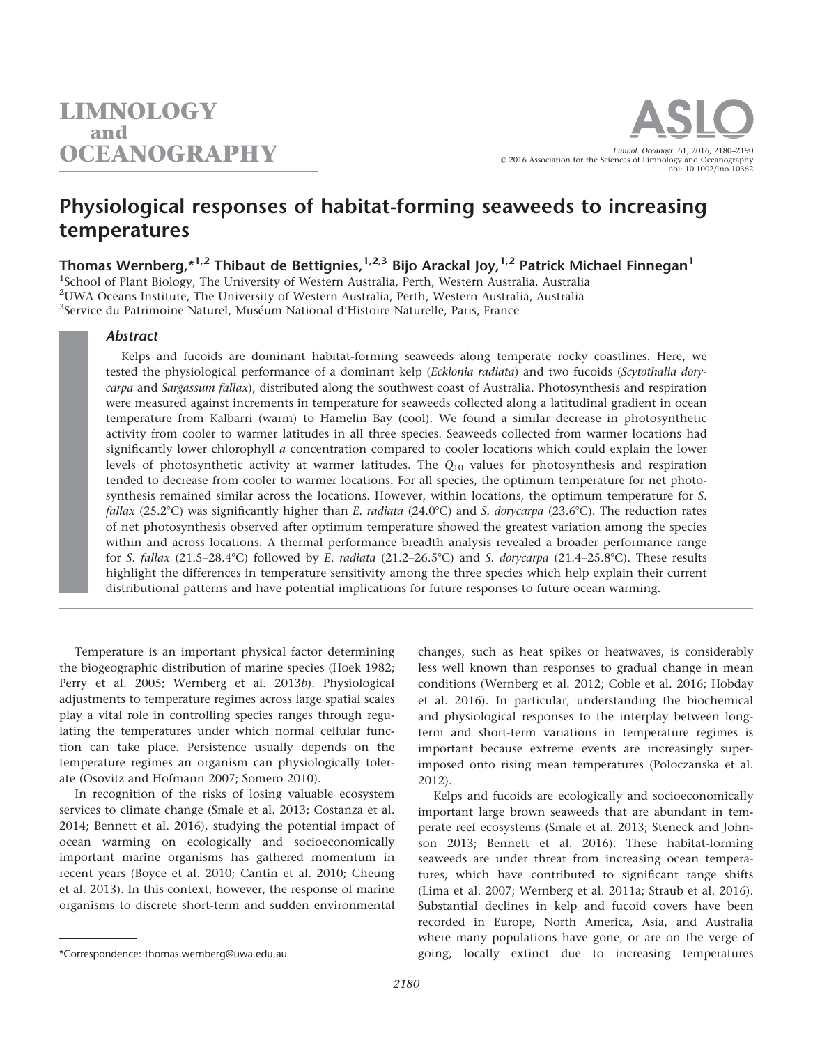# Physiological responses of habitat-forming seaweeds to increasing temperatures

**Thomas Wernberg,*[1,2] Thibaut de Bettignies,[1,2,3] Bijo Arackal Joy,[1,2] Patrick Michael Finnegan[1]**

[1]School of Plant Biology, The University of Western Australia, Perth, Western Australia, Australia
[2]UWA Oceans Institute, The University of Western Australia, Perth, Western Australia, Australia
[3]Service du Patrimoine Naturel, Muséum National d'Histoire Naturelle, Paris, France

## Abstract

Kelps and fucoids are dominant habitat-forming seaweeds along temperate rocky coastlines. Here, we tested the physiological performance of a dominant kelp (*Ecklonia radiata*) and two fucoids (*Scytothalia dorycarpa* and *Sargassum fallax*), distributed along the southwest coast of Australia. Photosynthesis and respiration were measured against increments in temperature for seaweeds collected along a latitudinal gradient in ocean temperature from Kalbarri (warm) to Hamelin Bay (cool). We found a similar decrease in photosynthetic activity from cooler to warmer latitudes in all three species. Seaweeds collected from warmer locations had significantly lower chlorophyll *a* concentration compared to cooler locations which could explain the lower levels of photosynthetic activity at warmer latitudes. The $Q_{10}$ values for photosynthesis and respiration tended to decrease from cooler to warmer locations. For all species, the optimum temperature for net photosynthesis remained similar across the locations. However, within locations, the optimum temperature for *S. fallax* (25.2°C) was significantly higher than *E. radiata* (24.0°C) and *S. dorycarpa* (23.6°C). The reduction rates of net photosynthesis observed after optimum temperature showed the greatest variation among the species within and across locations. A thermal performance breadth analysis revealed a broader performance range for *S. fallax* (21.5–28.4°C) followed by *E. radiata* (21.2–26.5°C) and *S. dorycarpa* (21.4–25.8°C). These results highlight the differences in temperature sensitivity among the three species which help explain their current distributional patterns and have potential implications for future responses to future ocean warming.

Temperature is an important physical factor determining the biogeographic distribution of marine species (Hoek 1982; Perry et al. 2005; Wernberg et al. 2013*b*). Physiological adjustments to temperature regimes across large spatial scales play a vital role in controlling species ranges through regulating the temperatures under which normal cellular function can take place. Persistence usually depends on the temperature regimes an organism can physiologically tolerate (Osovitz and Hofmann 2007; Somero 2010).

In recognition of the risks of losing valuable ecosystem services to climate change (Smale et al. 2013; Costanza et al. 2014; Bennett et al. 2016), studying the potential impact of ocean warming on ecologically and socioeconomically important marine organisms has gathered momentum in recent years (Boyce et al. 2010; Cantin et al. 2010; Cheung et al. 2013). In this context, however, the response of marine organisms to discrete short-term and sudden environmental changes, such as heat spikes or heatwaves, is considerably less well known than responses to gradual change in mean conditions (Wernberg et al. 2012; Coble et al. 2016; Hobday et al. 2016). In particular, understanding the biochemical and physiological responses to the interplay between long-term and short-term variations in temperature regimes is important because extreme events are increasingly superimposed onto rising mean temperatures (Poloczanska et al. 2012).

Kelps and fucoids are ecologically and socioeconomically important large brown seaweeds that are abundant in temperate reef ecosystems (Smale et al. 2013; Steneck and Johnson 2013; Bennett et al. 2016). These habitat-forming seaweeds are under threat from increasing ocean temperatures, which have contributed to significant range shifts (Lima et al. 2007; Wernberg et al. 2011a; Straub et al. 2016). Substantial declines in kelp and fucoid covers have been recorded in Europe, North America, Asia, and Australia where many populations have gone, or are on the verge of going, locally extinct due to increasing temperatures

*Correspondence: thomas.wernberg@uwa.edu.au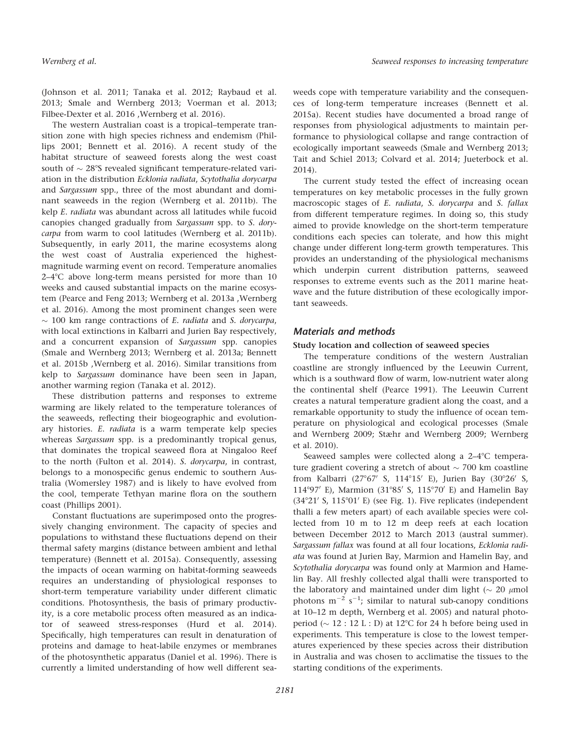(Johnson et al. 2011; Tanaka et al. 2012; Raybaud et al. 2013; Smale and Wernberg 2013; Voerman et al. 2013; Filbee-Dexter et al. 2016 ,Wernberg et al. 2016).

The western Australian coast is a tropical–temperate transition zone with high species richness and endemism (Phillips 2001; Bennett et al. 2016). A recent study of the habitat structure of seaweed forests along the west coast south of ~ 28°S revealed significant temperature-related variation in the distribution *Ecklonia radiata*, *Scytothalia dorycarpa* and *Sargassum* spp., three of the most abundant and dominant seaweeds in the region (Wernberg et al. 2011b). The kelp *E. radiata* was abundant across all latitudes while fucoid canopies changed gradually from *Sargassum* spp. to *S. dorycarpa* from warm to cool latitudes (Wernberg et al. 2011b). Subsequently, in early 2011, the marine ecosystems along the west coast of Australia experienced the highest-magnitude warming event on record. Temperature anomalies 2–4°C above long-term means persisted for more than 10 weeks and caused substantial impacts on the marine ecosystem (Pearce and Feng 2013; Wernberg et al. 2013a ,Wernberg et al. 2016). Among the most prominent changes seen were ~ 100 km range contractions of *E. radiata* and *S. dorycarpa*, with local extinctions in Kalbarri and Jurien Bay respectively, and a concurrent expansion of *Sargassum* spp. canopies (Smale and Wernberg 2013; Wernberg et al. 2013a; Bennett et al. 2015b ,Wernberg et al. 2016). Similar transitions from kelp to *Sargassum* dominance have been seen in Japan, another warming region (Tanaka et al. 2012).

These distribution patterns and responses to extreme warming are likely related to the temperature tolerances of the seaweeds, reflecting their biogeographic and evolutionary histories. *E. radiata* is a warm temperate kelp species whereas *Sargassum* spp. is a predominantly tropical genus, that dominates the tropical seaweed flora at Ningaloo Reef to the north (Fulton et al. 2014). *S. dorycarpa*, in contrast, belongs to a monospecific genus endemic to southern Australia (Womersley 1987) and is likely to have evolved from the cool, temperate Tethyan marine flora on the southern coast (Phillips 2001).

Constant fluctuations are superimposed onto the progressively changing environment. The capacity of species and populations to withstand these fluctuations depend on their thermal safety margins (distance between ambient and lethal temperature) (Bennett et al. 2015a). Consequently, assessing the impacts of ocean warming on habitat-forming seaweeds requires an understanding of physiological responses to short-term temperature variability under different climatic conditions. Photosynthesis, the basis of primary productivity, is a core metabolic process often measured as an indicator of seaweed stress-responses (Hurd et al. 2014). Specifically, high temperatures can result in denaturation of proteins and damage to heat-labile enzymes or membranes of the photosynthetic apparatus (Daniel et al. 1996). There is currently a limited understanding of how well different seaweeds cope with temperature variability and the consequences of long-term temperature increases (Bennett et al. 2015a). Recent studies have documented a broad range of responses from physiological adjustments to maintain performance to physiological collapse and range contraction of ecologically important seaweeds (Smale and Wernberg 2013; Tait and Schiel 2013; Colvard et al. 2014; Jueterbock et al. 2014).

The current study tested the effect of increasing ocean temperatures on key metabolic processes in the fully grown macroscopic stages of *E. radiata*, *S. dorycarpa* and *S. fallax* from different temperature regimes. In doing so, this study aimed to provide knowledge on the short-term temperature conditions each species can tolerate, and how this might change under different long-term growth temperatures. This provides an understanding of the physiological mechanisms which underpin current distribution patterns, seaweed responses to extreme events such as the 2011 marine heatwave and the future distribution of these ecologically important seaweeds.

## Materials and methods

### Study location and collection of seaweed species

The temperature conditions of the western Australian coastline are strongly influenced by the Leeuwin Current, which is a southward flow of warm, low-nutrient water along the continental shelf (Pearce 1991). The Leeuwin Current creates a natural temperature gradient along the coast, and a remarkable opportunity to study the influence of ocean temperature on physiological and ecological processes (Smale and Wernberg 2009; Stæhr and Wernberg 2009; Wernberg et al. 2010).

Seaweed samples were collected along a 2–4°C temperature gradient covering a stretch of about ~ 700 km coastline from Kalbarri (27°67′ S, 114°15′ E), Jurien Bay (30°26′ S, 114°97′ E), Marmion (31°85′ S, 115°70′ E) and Hamelin Bay (34°21′ S, 115°01′ E) (see Fig. 1). Five replicates (independent thalli a few meters apart) of each available species were collected from 10 m to 12 m deep reefs at each location between December 2012 to March 2013 (austral summer). *Sargassum fallax* was found at all four locations, *Ecklonia radiata* was found at Jurien Bay, Marmion and Hamelin Bay, and *Scytothalia dorycarpa* was found only at Marmion and Hamelin Bay. All freshly collected algal thalli were transported to the laboratory and maintained under dim light (~ 20 $\mu$mol photons $m^{-2}$ $s^{-1}$; similar to natural sub-canopy conditions at 10–12 m depth, Wernberg et al. 2005) and natural photoperiod (~ 12 : 12 L : D) at 12°C for 24 h before being used in experiments. This temperature is close to the lowest temperatures experienced by these species across their distribution in Australia and was chosen to acclimatise the tissues to the starting conditions of the experiments.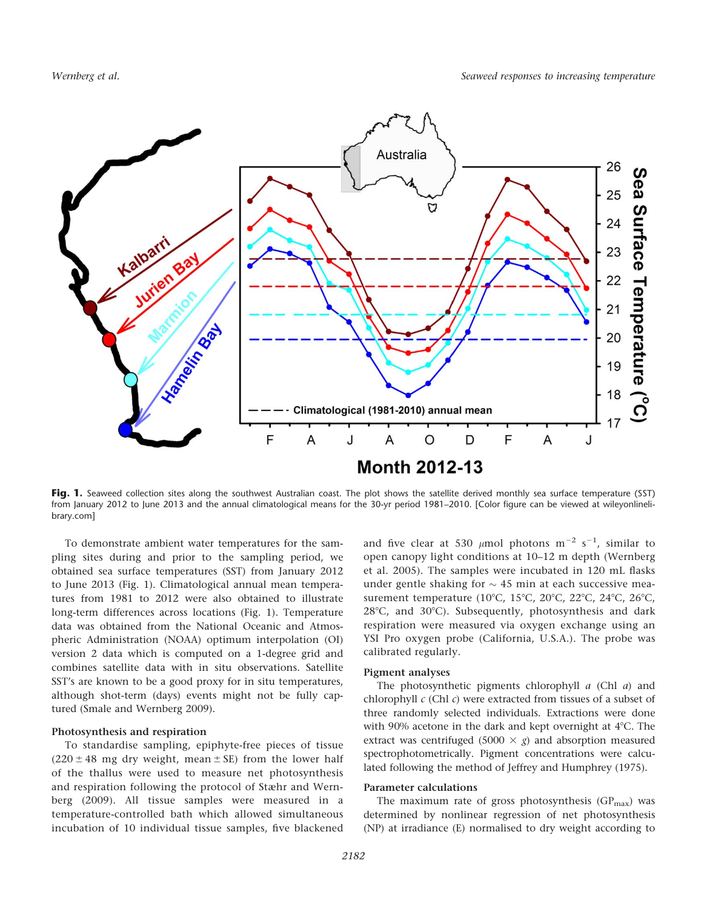**Fig. 1.** Seaweed collection sites along the southwest Australian coast. The plot shows the satellite derived monthly sea surface temperature (SST) from January 2012 to June 2013 and the annual climatological means for the 30-yr period 1981–2010. [Color figure can be viewed at wileyonlinelibrary.com]

To demonstrate ambient water temperatures for the sampling sites during and prior to the sampling period, we obtained sea surface temperatures (SST) from January 2012 to June 2013 (Fig. 1). Climatological annual mean temperatures from 1981 to 2012 were also obtained to illustrate long-term differences across locations (Fig. 1). Temperature data was obtained from the National Oceanic and Atmospheric Administration (NOAA) optimum interpolation (OI) version 2 data which is computed on a 1-degree grid and combines satellite data with in situ observations. Satellite SST's are known to be a good proxy for in situ temperatures, although shot-term (days) events might not be fully captured (Smale and Wernberg 2009).

### Photosynthesis and respiration

To standardise sampling, epiphyte-free pieces of tissue ($220 \pm 48$ mg dry weight, mean $\pm$ SE) from the lower half of the thallus were used to measure net photosynthesis and respiration following the protocol of Stæhr and Wernberg (2009). All tissue samples were measured in a temperature-controlled bath which allowed simultaneous incubation of 10 individual tissue samples, five blackened and five clear at 530 $\mu$mol photons m$^{-2}$ s$^{-1}$, similar to open canopy light conditions at 10–12 m depth (Wernberg et al. 2005). The samples were incubated in 120 mL flasks under gentle shaking for ~ 45 min at each successive measurement temperature (10°C, 15°C, 20°C, 22°C, 24°C, 26°C, 28°C, and 30°C). Subsequently, photosynthesis and dark respiration were measured via oxygen exchange using an YSI Pro oxygen probe (California, U.S.A.). The probe was calibrated regularly.

### Pigment analyses

The photosynthetic pigments chlorophyll *a* (Chl *a*) and chlorophyll *c* (Chl *c*) were extracted from tissues of a subset of three randomly selected individuals. Extractions were done with 90% acetone in the dark and kept overnight at 4°C. The extract was centrifuged (5000 × *g*) and absorption measured spectrophotometrically. Pigment concentrations were calculated following the method of Jeffrey and Humphrey (1975).

### Parameter calculations

The maximum rate of gross photosynthesis ($GP_{max}$) was determined by nonlinear regression of net photosynthesis (NP) at irradiance (E) normalised to dry weight according to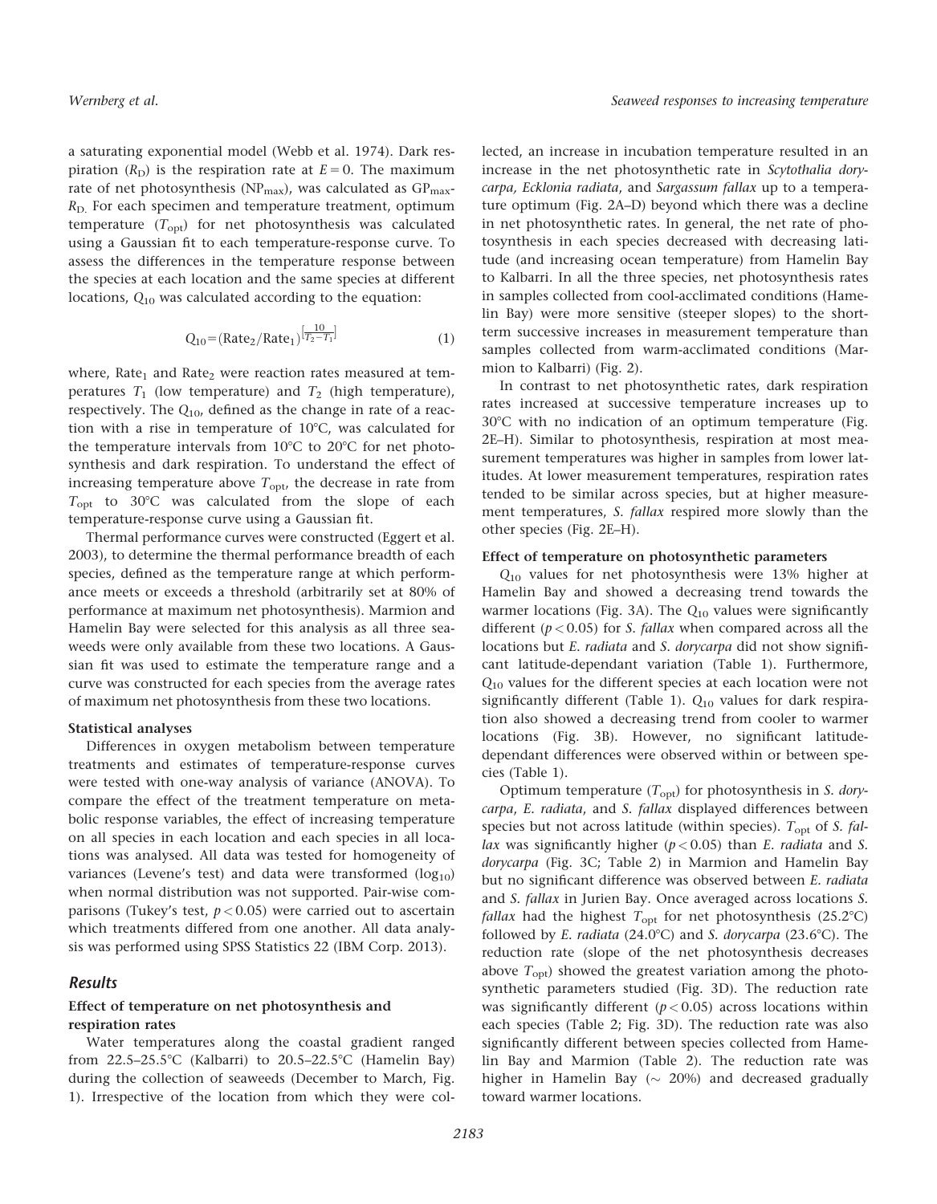a saturating exponential model (Webb et al. 1974). Dark respiration ($R_D$) is the respiration rate at $E = 0$. The maximum rate of net photosynthesis ($NP_{max}$), was calculated as $GP_{max}$-$R_D$. For each specimen and temperature treatment, optimum temperature ($T_{opt}$) for net photosynthesis was calculated using a Gaussian fit to each temperature-response curve. To assess the differences in the temperature response between the species at each location and the same species at different locations, $Q_{10}$ was calculated according to the equation:

$$Q_{10} = (\text{Rate}_2/\text{Rate}_1)^{\left[\frac{10}{T_2 - T_1}\right]} \quad (1)$$

where, $\text{Rate}_1$ and $\text{Rate}_2$ were reaction rates measured at temperatures $T_1$ (low temperature) and $T_2$ (high temperature), respectively. The $Q_{10}$, defined as the change in rate of a reaction with a rise in temperature of 10°C, was calculated for the temperature intervals from 10°C to 20°C for net photosynthesis and dark respiration. To understand the effect of increasing temperature above $T_{opt}$, the decrease in rate from $T_{opt}$ to 30°C was calculated from the slope of each temperature-response curve using a Gaussian fit.

Thermal performance curves were constructed (Eggert et al. 2003), to determine the thermal performance breadth of each species, defined as the temperature range at which performance meets or exceeds a threshold (arbitrarily set at 80% of performance at maximum net photosynthesis). Marmion and Hamelin Bay were selected for this analysis as all three seaweeds were only available from these two locations. A Gaussian fit was used to estimate the temperature range and a curve was constructed for each species from the average rates of maximum net photosynthesis from these two locations.

#### Statistical analyses

Differences in oxygen metabolism between temperature treatments and estimates of temperature-response curves were tested with one-way analysis of variance (ANOVA). To compare the effect of the treatment temperature on metabolic response variables, the effect of increasing temperature on all species in each location and each species in all locations was analysed. All data was tested for homogeneity of variances (Levene's test) and data were transformed ($\log_{10}$) when normal distribution was not supported. Pair-wise comparisons (Tukey's test, $p < 0.05$) were carried out to ascertain which treatments differed from one another. All data analysis was performed using SPSS Statistics 22 (IBM Corp. 2013).

## Results

### Effect of temperature on net photosynthesis and respiration rates

Water temperatures along the coastal gradient ranged from 22.5–25.5°C (Kalbarri) to 20.5–22.5°C (Hamelin Bay) during the collection of seaweeds (December to March, Fig. 1). Irrespective of the location from which they were collected, an increase in incubation temperature resulted in an increase in the net photosynthetic rate in *Scytothalia dorycarpa, Ecklonia radiata*, and *Sargassum fallax* up to a temperature optimum (Fig. 2A–D) beyond which there was a decline in net photosynthetic rates. In general, the net rate of photosynthesis in each species decreased with decreasing latitude (and increasing ocean temperature) from Hamelin Bay to Kalbarri. In all the three species, net photosynthesis rates in samples collected from cool-acclimated conditions (Hamelin Bay) were more sensitive (steeper slopes) to the short-term successive increases in measurement temperature than samples collected from warm-acclimated conditions (Marmion to Kalbarri) (Fig. 2).

In contrast to net photosynthetic rates, dark respiration rates increased at successive temperature increases up to 30°C with no indication of an optimum temperature (Fig. 2E–H). Similar to photosynthesis, respiration at most measurement temperatures was higher in samples from lower latitudes. At lower measurement temperatures, respiration rates tended to be similar across species, but at higher measurement temperatures, *S. fallax* respired more slowly than the other species (Fig. 2E–H).

### Effect of temperature on photosynthetic parameters

$Q_{10}$ values for net photosynthesis were 13% higher at Hamelin Bay and showed a decreasing trend towards the warmer locations (Fig. 3A). The $Q_{10}$ values were significantly different ($p < 0.05$) for *S. fallax* when compared across all the locations but *E. radiata* and *S. dorycarpa* did not show significant latitude-dependant variation (Table 1). Furthermore, $Q_{10}$ values for the different species at each location were not significantly different (Table 1). $Q_{10}$ values for dark respiration also showed a decreasing trend from cooler to warmer locations (Fig. 3B). However, no significant latitude-dependant differences were observed within or between species (Table 1).

Optimum temperature ($T_{opt}$) for photosynthesis in *S. dorycarpa*, *E. radiata*, and *S. fallax* displayed differences between species but not across latitude (within species). $T_{opt}$ of *S. fallax* was significantly higher ($p < 0.05$) than *E. radiata* and *S. dorycarpa* (Fig. 3C; Table 2) in Marmion and Hamelin Bay but no significant difference was observed between *E. radiata* and *S. fallax* in Jurien Bay. Once averaged across locations *S. fallax* had the highest $T_{opt}$ for net photosynthesis (25.2°C) followed by *E. radiata* (24.0°C) and *S. dorycarpa* (23.6°C). The reduction rate (slope of the net photosynthesis decreases above $T_{opt}$) showed the greatest variation among the photosynthetic parameters studied (Fig. 3D). The reduction rate was significantly different ($p < 0.05$) across locations within each species (Table 2; Fig. 3D). The reduction rate was also significantly different between species collected from Hamelin Bay and Marmion (Table 2). The reduction rate was higher in Hamelin Bay (~ 20%) and decreased gradually toward warmer locations.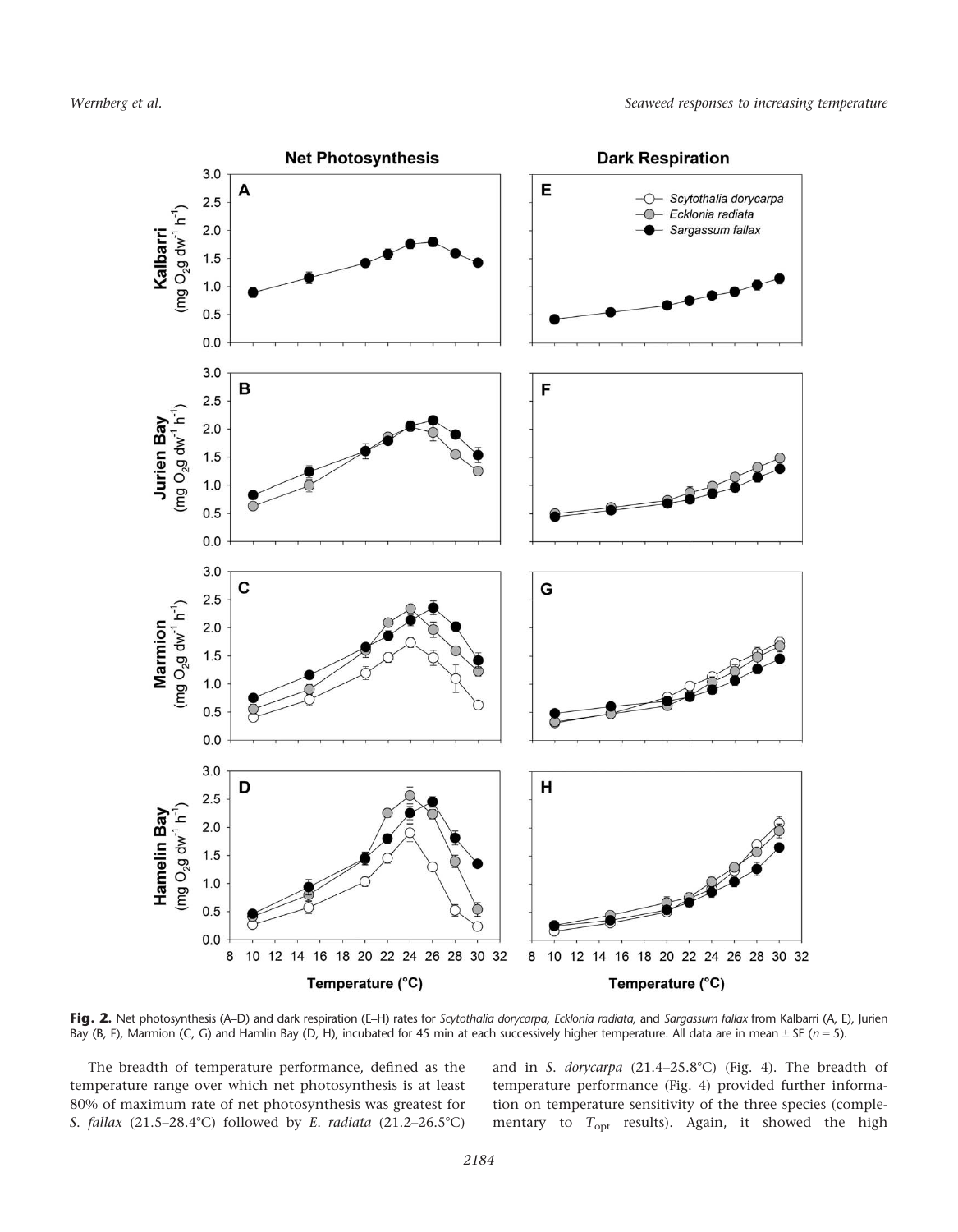**Fig. 2.** Net photosynthesis (A–D) and dark respiration (E–H) rates for *Scytothalia dorycarpa, Ecklonia radiata,* and *Sargassum fallax* from Kalbarri (A, E), Jurien Bay (B, F), Marmion (C, G) and Hamlin Bay (D, H), incubated for 45 min at each successively higher temperature. All data are in mean ± SE ($n = 5$).

The breadth of temperature performance, defined as the temperature range over which net photosynthesis is at least 80% of maximum rate of net photosynthesis was greatest for *S. fallax* (21.5–28.4°C) followed by *E. radiata* (21.2–26.5°C) and in *S. dorycarpa* (21.4–25.8°C) (Fig. 4). The breadth of temperature performance (Fig. 4) provided further information on temperature sensitivity of the three species (complementary to $T_{opt}$ results). Again, it showed the high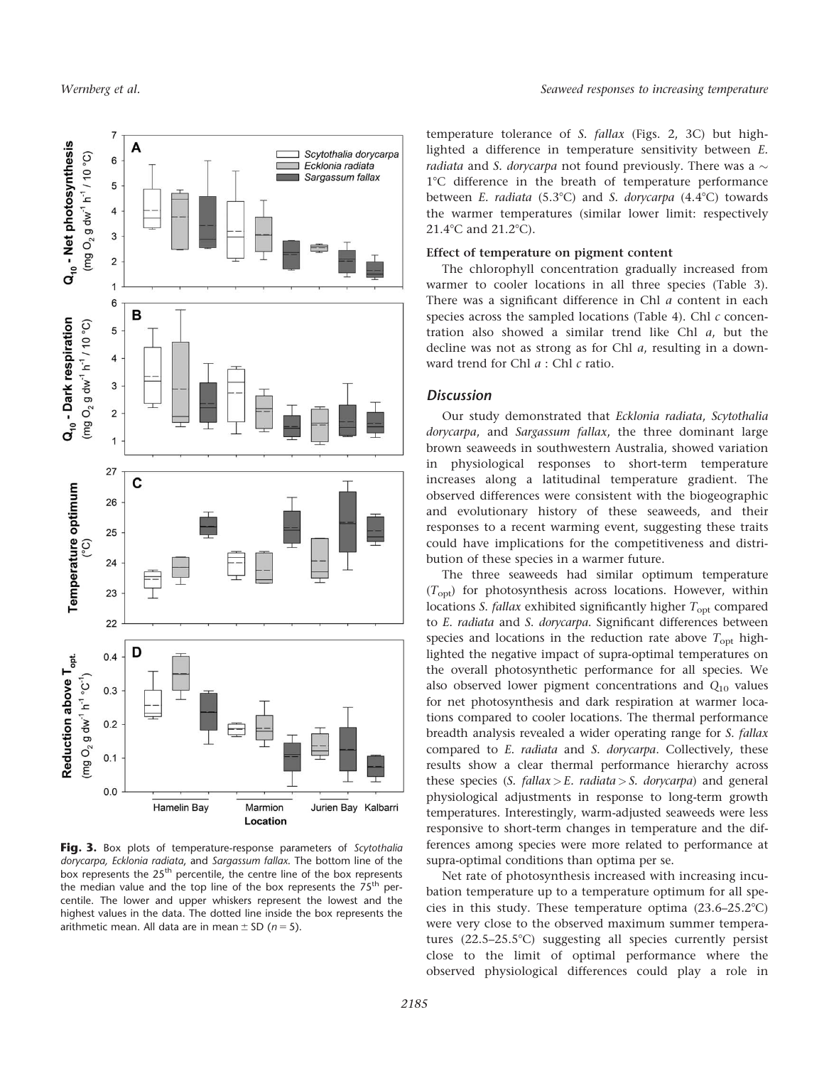Fig. 3. Box plots of temperature-response parameters of *Scytothalia dorycarpa, Ecklonia radiata*, and *Sargassum fallax*. The bottom line of the box represents the 25[th] percentile, the centre line of the box represents the median value and the top line of the box represents the 75[th] percentile. The lower and upper whiskers represent the lowest and the highest values in the data. The dotted line inside the box represents the arithmetic mean. All data are in mean ± SD ($n = 5$).

temperature tolerance of *S. fallax* (Figs. 2, 3C) but highlighted a difference in temperature sensitivity between *E. radiata* and *S. dorycarpa* not found previously. There was a ~ 1°C difference in the breath of temperature performance between *E. radiata* (5.3°C) and *S. dorycarpa* (4.4°C) towards the warmer temperatures (similar lower limit: respectively 21.4°C and 21.2°C).

#### Effect of temperature on pigment content

The chlorophyll concentration gradually increased from warmer to cooler locations in all three species (Table 3). There was a significant difference in Chl *a* content in each species across the sampled locations (Table 4). Chl *c* concentration also showed a similar trend like Chl *a*, but the decline was not as strong as for Chl *a*, resulting in a downward trend for Chl *a* : Chl *c* ratio.

## Discussion

Our study demonstrated that *Ecklonia radiata*, *Scytothalia dorycarpa*, and *Sargassum fallax*, the three dominant large brown seaweeds in southwestern Australia, showed variation in physiological responses to short-term temperature increases along a latitudinal temperature gradient. The observed differences were consistent with the biogeographic and evolutionary history of these seaweeds, and their responses to a recent warming event, suggesting these traits could have implications for the competitiveness and distribution of these species in a warmer future.

The three seaweeds had similar optimum temperature ($T_{opt}$) for photosynthesis across locations. However, within locations *S. fallax* exhibited significantly higher $T_{opt}$ compared to *E. radiata* and *S. dorycarpa*. Significant differences between species and locations in the reduction rate above $T_{opt}$ highlighted the negative impact of supra-optimal temperatures on the overall photosynthetic performance for all species. We also observed lower pigment concentrations and $Q_{10}$ values for net photosynthesis and dark respiration at warmer locations compared to cooler locations. The thermal performance breadth analysis revealed a wider operating range for *S. fallax* compared to *E. radiata* and *S. dorycarpa*. Collectively, these results show a clear thermal performance hierarchy across these species (*S. fallax* > *E. radiata* > *S. dorycarpa*) and general physiological adjustments in response to long-term growth temperatures. Interestingly, warm-adjusted seaweeds were less responsive to short-term changes in temperature and the differences among species were more related to performance at supra-optimal conditions than optima per se.

Net rate of photosynthesis increased with increasing incubation temperature up to a temperature optimum for all species in this study. These temperature optima (23.6–25.2°C) were very close to the observed maximum summer temperatures (22.5–25.5°C) suggesting all species currently persist close to the limit of optimal performance where the observed physiological differences could play a role in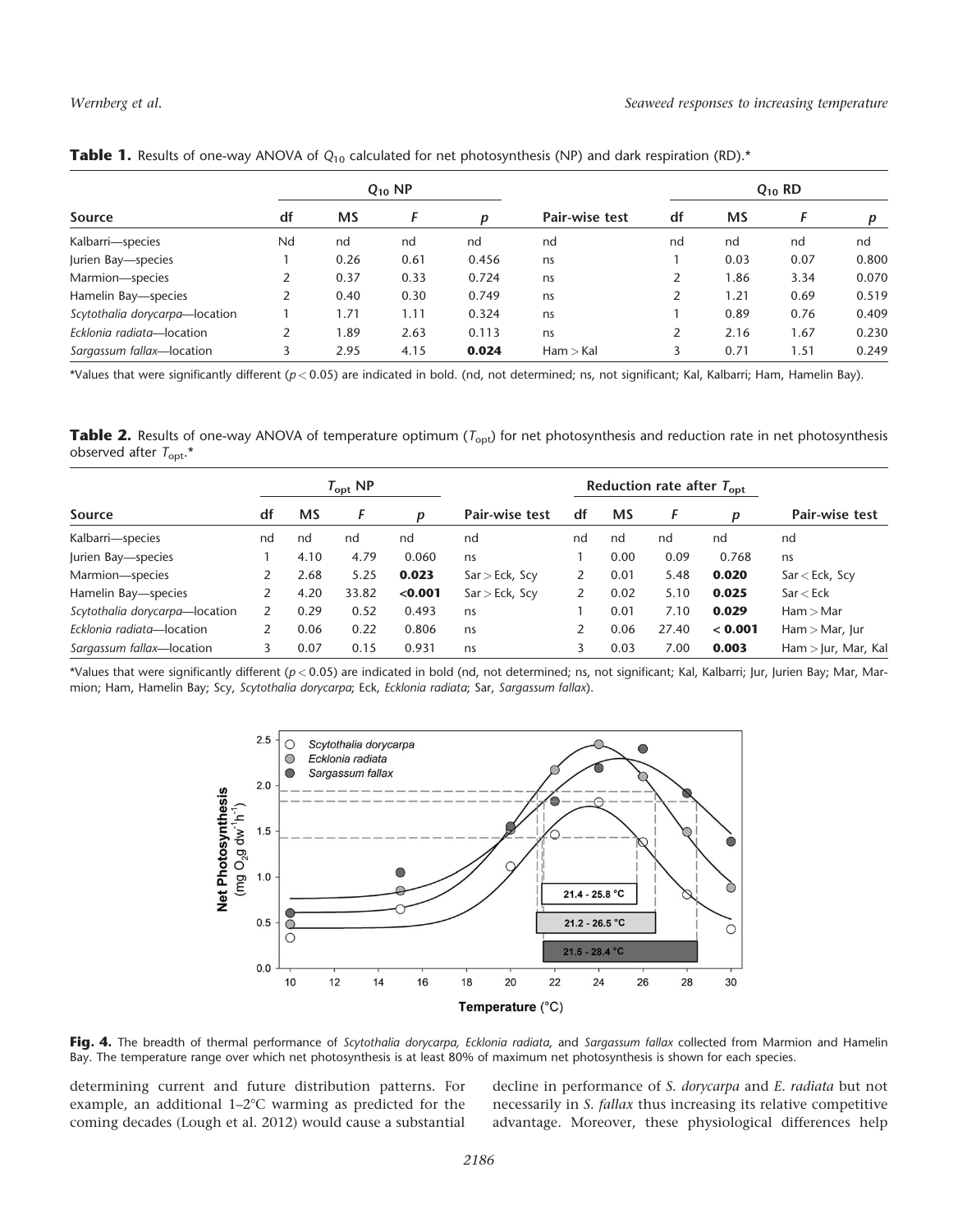**Table 1.** Results of one-way ANOVA of $Q_{10}$ calculated for net photosynthesis (NP) and dark respiration (RD).*

| Source | $Q_{10}$ NP | | | | Pair-wise test | $Q_{10}$ RD | | | |
|---|---|---|---|---|---|---|---|---|---|
| | df | MS | F | p | | df | MS | F | p |
| Kalbarri—species | Nd | nd | nd | nd | nd | nd | nd | nd | nd |
| Jurien Bay—species | 1 | 0.26 | 0.61 | 0.456 | ns | 1 | 0.03 | 0.07 | 0.800 |
| Marmion—species | 2 | 0.37 | 0.33 | 0.724 | ns | 2 | 1.86 | 3.34 | 0.070 |
| Hamelin Bay—species | 2 | 0.40 | 0.30 | 0.749 | ns | 2 | 1.21 | 0.69 | 0.519 |
| *Scytothalia dorycarpa*—location | 1 | 1.71 | 1.11 | 0.324 | ns | 1 | 0.89 | 0.76 | 0.409 |
| *Ecklonia radiata*—location | 2 | 1.89 | 2.63 | 0.113 | ns | 2 | 2.16 | 1.67 | 0.230 |
| *Sargassum fallax*—location | 3 | 2.95 | 4.15 | **0.024** | Ham > Kal | 3 | 0.71 | 1.51 | 0.249 |

*Values that were significantly different ($p < 0.05$) are indicated in bold. (nd, not determined; ns, not significant; Kal, Kalbarri; Ham, Hamelin Bay).

**Table 2.** Results of one-way ANOVA of temperature optimum ($T_{opt}$) for net photosynthesis and reduction rate in net photosynthesis observed after $T_{opt}$.*

| Source | $T_{opt}$ NP | | | | Pair-wise test | Reduction rate after $T_{opt}$ | | | | Pair-wise test |
|---|---|---|---|---|---|---|---|---|---|---|
| | df | MS | F | p | | df | MS | F | p | |
| Kalbarri—species | nd | nd | nd | nd | nd | nd | nd | nd | nd | nd |
| Jurien Bay—species | 1 | 4.10 | 4.79 | 0.060 | ns | 1 | 0.00 | 0.09 | 0.768 | ns |
| Marmion—species | 2 | 2.68 | 5.25 | **0.023** | Sar > Eck, Scy | 2 | 0.01 | 5.48 | **0.020** | Sar < Eck, Scy |
| Hamelin Bay—species | 2 | 4.20 | 33.82 | **<0.001** | Sar > Eck, Scy | 2 | 0.02 | 5.10 | **0.025** | Sar < Eck |
| *Scytothalia dorycarpa*—location | 2 | 0.29 | 0.52 | 0.493 | ns | 1 | 0.01 | 7.10 | **0.029** | Ham > Mar |
| *Ecklonia radiata*—location | 2 | 0.06 | 0.22 | 0.806 | ns | 2 | 0.06 | 27.40 | **< 0.001** | Ham > Mar, Jur |
| *Sargassum fallax*—location | 3 | 0.07 | 0.15 | 0.931 | ns | 3 | 0.03 | 7.00 | **0.003** | Ham > Jur, Mar, Kal |

*Values that were significantly different ($p < 0.05$) are indicated in bold (nd, not determined; ns, not significant; Kal, Kalbarri; Jur, Jurien Bay; Mar, Marmion; Ham, Hamelin Bay; Scy, *Scytothalia dorycarpa*; Eck, *Ecklonia radiata*; Sar, *Sargassum fallax*).

**Fig. 4.** The breadth of thermal performance of *Scytothalia dorycarpa, Ecklonia radiata*, and *Sargassum fallax* collected from Marmion and Hamelin Bay. The temperature range over which net photosynthesis is at least 80% of maximum net photosynthesis is shown for each species.

determining current and future distribution patterns. For example, an additional 1–2°C warming as predicted for the coming decades (Lough et al. 2012) would cause a substantial decline in performance of *S. dorycarpa* and *E. radiata* but not necessarily in *S. fallax* thus increasing its relative competitive advantage. Moreover, these physiological differences help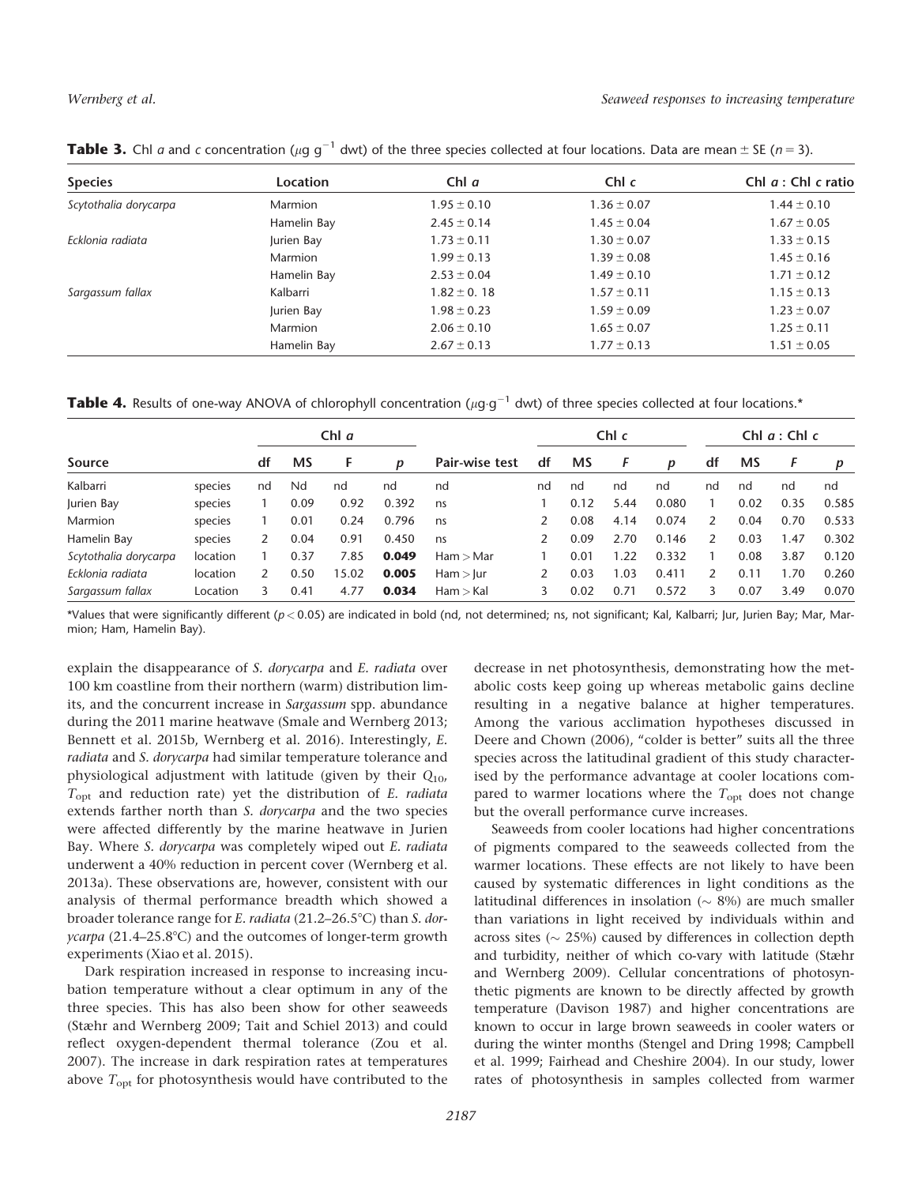**Table 3.** Chl *a* and *c* concentration ($\mu$g g$^{-1}$ dwt) of the three species collected at four locations. Data are mean ± SE ($n = 3$).

| Species | Location | Chl *a* | Chl *c* | Chl *a* : Chl *c* ratio |
|---|---|---|---|---|
| *Scytothalia dorycarpa* | Marmion | 1.95 ± 0.10 | 1.36 ± 0.07 | 1.44 ± 0.10 |
| | Hamelin Bay | 2.45 ± 0.14 | 1.45 ± 0.04 | 1.67 ± 0.05 |
| *Ecklonia radiata* | Jurien Bay | 1.73 ± 0.11 | 1.30 ± 0.07 | 1.33 ± 0.15 |
| | Marmion | 1.99 ± 0.13 | 1.39 ± 0.08 | 1.45 ± 0.16 |
| | Hamelin Bay | 2.53 ± 0.04 | 1.49 ± 0.10 | 1.71 ± 0.12 |
| *Sargassum fallax* | Kalbarri | 1.82 ± 0. 18 | 1.57 ± 0.11 | 1.15 ± 0.13 |
| | Jurien Bay | 1.98 ± 0.23 | 1.59 ± 0.09 | 1.23 ± 0.07 |
| | Marmion | 2.06 ± 0.10 | 1.65 ± 0.07 | 1.25 ± 0.11 |
| | Hamelin Bay | 2.67 ± 0.13 | 1.77 ± 0.13 | 1.51 ± 0.05 |

**Table 4.** Results of one-way ANOVA of chlorophyll concentration ($\mu$g·g$^{-1}$ dwt) of three species collected at four locations.*

| Source | | Chl *a* | | | | | Chl *c* | | | | Chl *a* : Chl *c* | | | |
|---|---|---|---|---|---|---|---|---|---|---|---|---|---|---|
| | | df | MS | F | *p* | Pair-wise test | df | MS | *F* | *p* | df | MS | *F* | *p* |
| Kalbarri | species | nd | Nd | nd | nd | nd | nd | nd | nd | nd | nd | nd | nd | nd |
| Jurien Bay | species | 1 | 0.09 | 0.92 | 0.392 | ns | 1 | 0.12 | 5.44 | 0.080 | 1 | 0.02 | 0.35 | 0.585 |
| Marmion | species | 1 | 0.01 | 0.24 | 0.796 | ns | 2 | 0.08 | 4.14 | 0.074 | 2 | 0.04 | 0.70 | 0.533 |
| Hamelin Bay | species | 2 | 0.04 | 0.91 | 0.450 | ns | 2 | 0.09 | 2.70 | 0.146 | 2 | 0.03 | 1.47 | 0.302 |
| *Scytothalia dorycarpa* | location | 1 | 0.37 | 7.85 | **0.049** | Ham > Mar | 1 | 0.01 | 1.22 | 0.332 | 1 | 0.08 | 3.87 | 0.120 |
| *Ecklonia radiata* | location | 2 | 0.50 | 15.02 | **0.005** | Ham > Jur | 2 | 0.03 | 1.03 | 0.411 | 2 | 0.11 | 1.70 | 0.260 |
| *Sargassum fallax* | Location | 3 | 0.41 | 4.77 | **0.034** | Ham > Kal | 3 | 0.02 | 0.71 | 0.572 | 3 | 0.07 | 3.49 | 0.070 |

*Values that were significantly different ($p < 0.05$) are indicated in bold (nd, not determined; ns, not significant; Kal, Kalbarri; Jur, Jurien Bay; Mar, Marmion; Ham, Hamelin Bay).

explain the disappearance of *S. dorycarpa* and *E. radiata* over 100 km coastline from their northern (warm) distribution limits, and the concurrent increase in *Sargassum* spp. abundance during the 2011 marine heatwave (Smale and Wernberg 2013; Bennett et al. 2015b, Wernberg et al. 2016). Interestingly, *E. radiata* and *S. dorycarpa* had similar temperature tolerance and physiological adjustment with latitude (given by their $Q_{10}$, $T_{opt}$ and reduction rate) yet the distribution of *E. radiata* extends farther north than *S. dorycarpa* and the two species were affected differently by the marine heatwave in Jurien Bay. Where *S. dorycarpa* was completely wiped out *E. radiata* underwent a 40% reduction in percent cover (Wernberg et al. 2013a). These observations are, however, consistent with our analysis of thermal performance breadth which showed a broader tolerance range for *E. radiata* (21.2–26.5°C) than *S. dorycarpa* (21.4–25.8°C) and the outcomes of longer-term growth experiments (Xiao et al. 2015).

Dark respiration increased in response to increasing incubation temperature without a clear optimum in any of the three species. This has also been show for other seaweeds (Stæhr and Wernberg 2009; Tait and Schiel 2013) and could reflect oxygen-dependent thermal tolerance (Zou et al. 2007). The increase in dark respiration rates at temperatures above $T_{opt}$ for photosynthesis would have contributed to the decrease in net photosynthesis, demonstrating how the metabolic costs keep going up whereas metabolic gains decline resulting in a negative balance at higher temperatures. Among the various acclimation hypotheses discussed in Deere and Chown (2006), "colder is better" suits all the three species across the latitudinal gradient of this study characterised by the performance advantage at cooler locations compared to warmer locations where the $T_{opt}$ does not change but the overall performance curve increases.

Seaweeds from cooler locations had higher concentrations of pigments compared to the seaweeds collected from the warmer locations. These effects are not likely to have been caused by systematic differences in light conditions as the latitudinal differences in insolation (~ 8%) are much smaller than variations in light received by individuals within and across sites (~ 25%) caused by differences in collection depth and turbidity, neither of which co-vary with latitude (Stæhr and Wernberg 2009). Cellular concentrations of photosynthetic pigments are known to be directly affected by growth temperature (Davison 1987) and higher concentrations are known to occur in large brown seaweeds in cooler waters or during the winter months (Stengel and Dring 1998; Campbell et al. 1999; Fairhead and Cheshire 2004). In our study, lower rates of photosynthesis in samples collected from warmer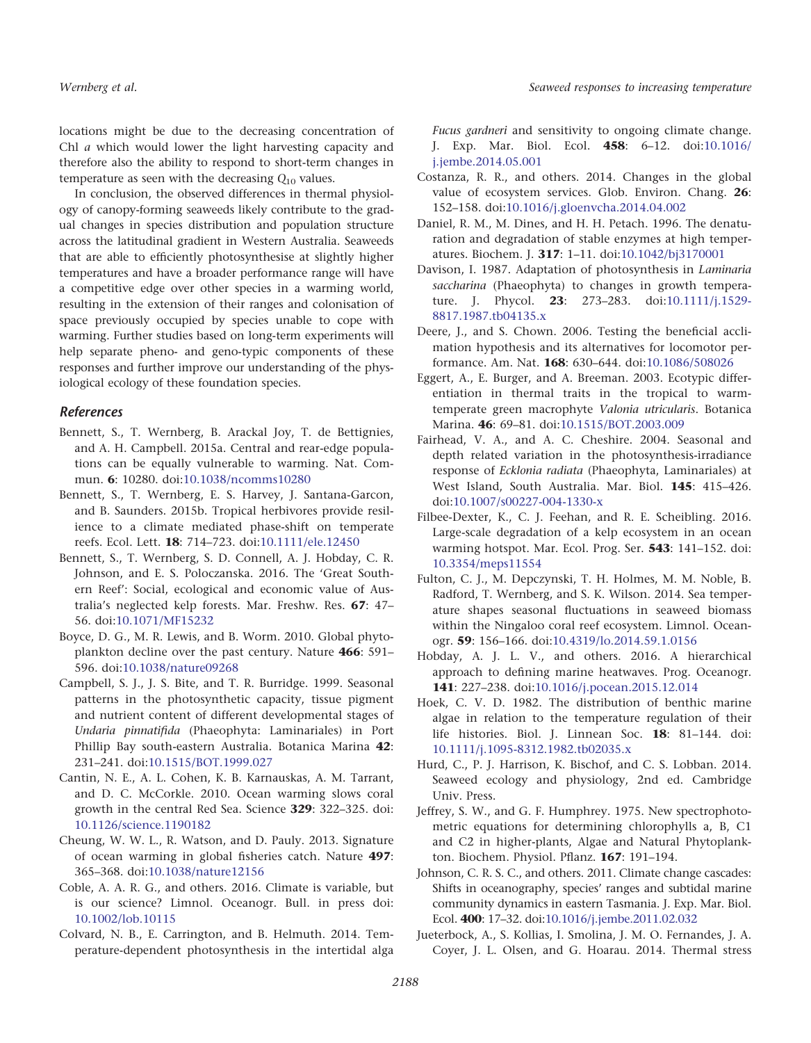locations might be due to the decreasing concentration of Chl *a* which would lower the light harvesting capacity and therefore also the ability to respond to short-term changes in temperature as seen with the decreasing $Q_{10}$ values.

In conclusion, the observed differences in thermal physiology of canopy-forming seaweeds likely contribute to the gradual changes in species distribution and population structure across the latitudinal gradient in Western Australia. Seaweeds that are able to efficiently photosynthesise at slightly higher temperatures and have a broader performance range will have a competitive edge over other species in a warming world, resulting in the extension of their ranges and colonisation of space previously occupied by species unable to cope with warming. Further studies based on long-term experiments will help separate pheno- and geno-typic components of these responses and further improve our understanding of the physiological ecology of these foundation species.

## References

Bennett, S., T. Wernberg, B. Arackal Joy, T. de Bettignies, and A. H. Campbell. 2015a. Central and rear-edge populations can be equally vulnerable to warming. Nat. Commun. **6**: 10280. doi:10.1038/ncomms10280

Bennett, S., T. Wernberg, E. S. Harvey, J. Santana-Garcon, and B. Saunders. 2015b. Tropical herbivores provide resilience to a climate mediated phase-shift on temperate reefs. Ecol. Lett. **18**: 714–723. doi:10.1111/ele.12450

Bennett, S., T. Wernberg, S. D. Connell, A. J. Hobday, C. R. Johnson, and E. S. Poloczanska. 2016. The 'Great Southern Reef': Social, ecological and economic value of Australia's neglected kelp forests. Mar. Freshw. Res. **67**: 47–56. doi:10.1071/MF15232

Boyce, D. G., M. R. Lewis, and B. Worm. 2010. Global phytoplankton decline over the past century. Nature **466**: 591–596. doi:10.1038/nature09268

Campbell, S. J., J. S. Bite, and T. R. Burridge. 1999. Seasonal patterns in the photosynthetic capacity, tissue pigment and nutrient content of different developmental stages of *Undaria pinnatifida* (Phaeophyta: Laminariales) in Port Phillip Bay south-eastern Australia. Botanica Marina **42**: 231–241. doi:10.1515/BOT.1999.027

Cantin, N. E., A. L. Cohen, K. B. Karnauskas, A. M. Tarrant, and D. C. McCorkle. 2010. Ocean warming slows coral growth in the central Red Sea. Science **329**: 322–325. doi:10.1126/science.1190182

Cheung, W. W. L., R. Watson, and D. Pauly. 2013. Signature of ocean warming in global fisheries catch. Nature **497**: 365–368. doi:10.1038/nature12156

Coble, A. A. R. G., and others. 2016. Climate is variable, but is our science? Limnol. Oceanogr. Bull. in press doi:10.1002/lob.10115

Colvard, N. B., E. Carrington, and B. Helmuth. 2014. Temperature-dependent photosynthesis in the intertidal alga *Fucus gardneri* and sensitivity to ongoing climate change. J. Exp. Mar. Biol. Ecol. **458**: 6–12. doi:10.1016/j.jembe.2014.05.001

Costanza, R. R., and others. 2014. Changes in the global value of ecosystem services. Glob. Environ. Chang. **26**: 152–158. doi:10.1016/j.gloenvcha.2014.04.002

Daniel, R. M., M. Dines, and H. H. Petach. 1996. The denaturation and degradation of stable enzymes at high temperatures. Biochem. J. **317**: 1–11. doi:10.1042/bj3170001

Davison, I. 1987. Adaptation of photosynthesis in *Laminaria saccharina* (Phaeophyta) to changes in growth temperature. J. Phycol. **23**: 273–283. doi:10.1111/j.1529-8817.1987.tb04135.x

Deere, J., and S. Chown. 2006. Testing the beneficial acclimation hypothesis and its alternatives for locomotor performance. Am. Nat. **168**: 630–644. doi:10.1086/508026

Eggert, A., E. Burger, and A. Breeman. 2003. Ecotypic differentiation in thermal traits in the tropical to warm-temperate green macrophyte *Valonia utricularis*. Botanica Marina. **46**: 69–81. doi:10.1515/BOT.2003.009

Fairhead, V. A., and A. C. Cheshire. 2004. Seasonal and depth related variation in the photosynthesis-irradiance response of *Ecklonia radiata* (Phaeophyta, Laminariales) at West Island, South Australia. Mar. Biol. **145**: 415–426. doi:10.1007/s00227-004-1330-x

Filbee-Dexter, K., C. J. Feehan, and R. E. Scheibling. 2016. Large-scale degradation of a kelp ecosystem in an ocean warming hotspot. Mar. Ecol. Prog. Ser. **543**: 141–152. doi:10.3354/meps11554

Fulton, C. J., M. Depczynski, T. H. Holmes, M. M. Noble, B. Radford, T. Wernberg, and S. K. Wilson. 2014. Sea temperature shapes seasonal fluctuations in seaweed biomass within the Ningaloo coral reef ecosystem. Limnol. Oceanogr. **59**: 156–166. doi:10.4319/lo.2014.59.1.0156

Hobday, A. J. L. V., and others. 2016. A hierarchical approach to defining marine heatwaves. Prog. Oceanogr. **141**: 227–238. doi:10.1016/j.pocean.2015.12.014

Hoek, C. V. D. 1982. The distribution of benthic marine algae in relation to the temperature regulation of their life histories. Biol. J. Linnean Soc. **18**: 81–144. doi:10.1111/j.1095-8312.1982.tb02035.x

Hurd, C., P. J. Harrison, K. Bischof, and C. S. Lobban. 2014. Seaweed ecology and physiology, 2nd ed. Cambridge Univ. Press.

Jeffrey, S. W., and G. F. Humphrey. 1975. New spectrophotometric equations for determining chlorophylls a, B, C1 and C2 in higher-plants, Algae and Natural Phytoplankton. Biochem. Physiol. Pflanz. **167**: 191–194.

Johnson, C. R. S. C., and others. 2011. Climate change cascades: Shifts in oceanography, species' ranges and subtidal marine community dynamics in eastern Tasmania. J. Exp. Mar. Biol. Ecol. **400**: 17–32. doi:10.1016/j.jembe.2011.02.032

Jueterbock, A., S. Kollias, I. Smolina, J. M. O. Fernandes, J. A. Coyer, J. L. Olsen, and G. Hoarau. 2014. Thermal stress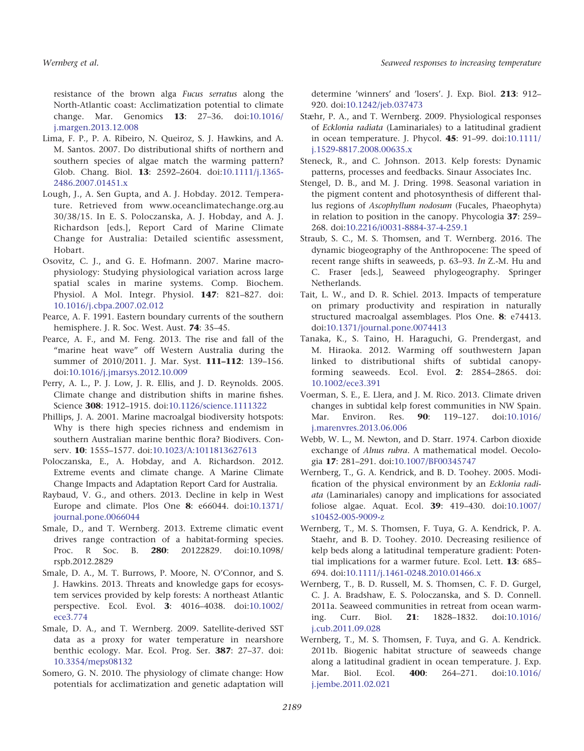resistance of the brown alga *Fucus serratus* along the North-Atlantic coast: Acclimatization potential to climate change. Mar. Genomics **13**: 27–36. doi:10.1016/j.margen.2013.12.008

Lima, F. P., P. A. Ribeiro, N. Queiroz, S. J. Hawkins, and A. M. Santos. 2007. Do distributional shifts of northern and southern species of algae match the warming pattern? Glob. Chang. Biol. **13**: 2592–2604. doi:10.1111/j.1365-2486.2007.01451.x

Lough, J., A. Sen Gupta, and A. J. Hobday. 2012. Temperature. Retrieved from www.oceanclimatechange.org.au 30/38/15. In E. S. Poloczanska, A. J. Hobday, and A. J. Richardson [eds.], Report Card of Marine Climate Change for Australia: Detailed scientific assessment, Hobart.

Osovitz, C. J., and G. E. Hofmann. 2007. Marine macrophysiology: Studying physiological variation across large spatial scales in marine systems. Comp. Biochem. Physiol. A Mol. Integr. Physiol. **147**: 821–827. doi:10.1016/j.cbpa.2007.02.012

Pearce, A. F. 1991. Eastern boundary currents of the southern hemisphere. J. R. Soc. West. Aust. **74**: 35–45.

Pearce, A. F., and M. Feng. 2013. The rise and fall of the "marine heat wave" off Western Australia during the summer of 2010/2011. J. Mar. Syst. **111–112**: 139–156. doi:10.1016/j.jmarsys.2012.10.009

Perry, A. L., P. J. Low, J. R. Ellis, and J. D. Reynolds. 2005. Climate change and distribution shifts in marine fishes. Science **308**: 1912–1915. doi:10.1126/science.1111322

Phillips, J. A. 2001. Marine macroalgal biodiversity hotspots: Why is there high species richness and endemism in southern Australian marine benthic flora? Biodivers. Conserv. **10**: 1555–1577. doi:10.1023/A:1011813627613

Poloczanska, E., A. Hobday, and A. Richardson. 2012. Extreme events and climate change. A Marine Climate Change Impacts and Adaptation Report Card for Australia.

Raybaud, V. G., and others. 2013. Decline in kelp in West Europe and climate. Plos One **8**: e66044. doi:10.1371/journal.pone.0066044

Smale, D., and T. Wernberg. 2013. Extreme climatic event drives range contraction of a habitat-forming species. Proc. R Soc. B. **280**: 20122829. doi:10.1098/rspb.2012.2829

Smale, D. A., M. T. Burrows, P. Moore, N. O'Connor, and S. J. Hawkins. 2013. Threats and knowledge gaps for ecosystem services provided by kelp forests: A northeast Atlantic perspective. Ecol. Evol. **3**: 4016–4038. doi:10.1002/ece3.774

Smale, D. A., and T. Wernberg. 2009. Satellite-derived SST data as a proxy for water temperature in nearshore benthic ecology. Mar. Ecol. Prog. Ser. **387**: 27–37. doi:10.3354/meps08132

Somero, G. N. 2010. The physiology of climate change: How potentials for acclimatization and genetic adaptation will determine 'winners' and 'losers'. J. Exp. Biol. **213**: 912–920. doi:10.1242/jeb.037473

Stæhr, P. A., and T. Wernberg. 2009. Physiological responses of *Ecklonia radiata* (Laminariales) to a latitudinal gradient in ocean temperature. J. Phycol. **45**: 91–99. doi:10.1111/j.1529-8817.2008.00635.x

Steneck, R., and C. Johnson. 2013. Kelp forests: Dynamic patterns, processes and feedbacks. Sinaur Associates Inc.

Stengel, D. B., and M. J. Dring. 1998. Seasonal variation in the pigment content and photosynthesis of different thallus regions of *Ascophyllum nodosum* (Fucales, Phaeophyta) in relation to position in the canopy. Phycologia **37**: 259–268. doi:10.2216/i0031-8884-37-4-259.1

Straub, S. C., M. S. Thomsen, and T. Wernberg. 2016. The dynamic biogeography of the Anthropocene: The speed of recent range shifts in seaweeds, p. 63–93. *In* Z.-M. Hu and C. Fraser [eds.], Seaweed phylogeography. Springer Netherlands.

Tait, L. W., and D. R. Schiel. 2013. Impacts of temperature on primary productivity and respiration in naturally structured macroalgal assemblages. Plos One. **8**: e74413. doi:10.1371/journal.pone.0074413

Tanaka, K., S. Taino, H. Haraguchi, G. Prendergast, and M. Hiraoka. 2012. Warming off southwestern Japan linked to distributional shifts of subtidal canopy-forming seaweeds. Ecol. Evol. **2**: 2854–2865. doi:10.1002/ece3.391

Voerman, S. E., E. Llera, and J. M. Rico. 2013. Climate driven changes in subtidal kelp forest communities in NW Spain. Mar. Environ. Res. **90**: 119–127. doi:10.1016/j.marenvres.2013.06.006

Webb, W. L., M. Newton, and D. Starr. 1974. Carbon dioxide exchange of *Alnus rubra*. A mathematical model. Oecologia **17**: 281–291. doi:10.1007/BF00345747

Wernberg, T., G. A. Kendrick, and B. D. Toohey. 2005. Modification of the physical environment by an *Ecklonia radiata* (Laminariales) canopy and implications for associated foliose algae. Aquat. Ecol. **39**: 419–430. doi:10.1007/s10452-005-9009-z

Wernberg, T., M. S. Thomsen, F. Tuya, G. A. Kendrick, P. A. Staehr, and B. D. Toohey. 2010. Decreasing resilience of kelp beds along a latitudinal temperature gradient: Potential implications for a warmer future. Ecol. Lett. **13**: 685–694. doi:10.1111/j.1461-0248.2010.01466.x

Wernberg, T., B. D. Russell, M. S. Thomsen, C. F. D. Gurgel, C. J. A. Bradshaw, E. S. Poloczanska, and S. D. Connell. 2011a. Seaweed communities in retreat from ocean warming. Curr. Biol. **21**: 1828–1832. doi:10.1016/j.cub.2011.09.028

Wernberg, T., M. S. Thomsen, F. Tuya, and G. A. Kendrick. 2011b. Biogenic habitat structure of seaweeds change along a latitudinal gradient in ocean temperature. J. Exp. Mar. Biol. Ecol. **400**: 264–271. doi:10.1016/j.jembe.2011.02.021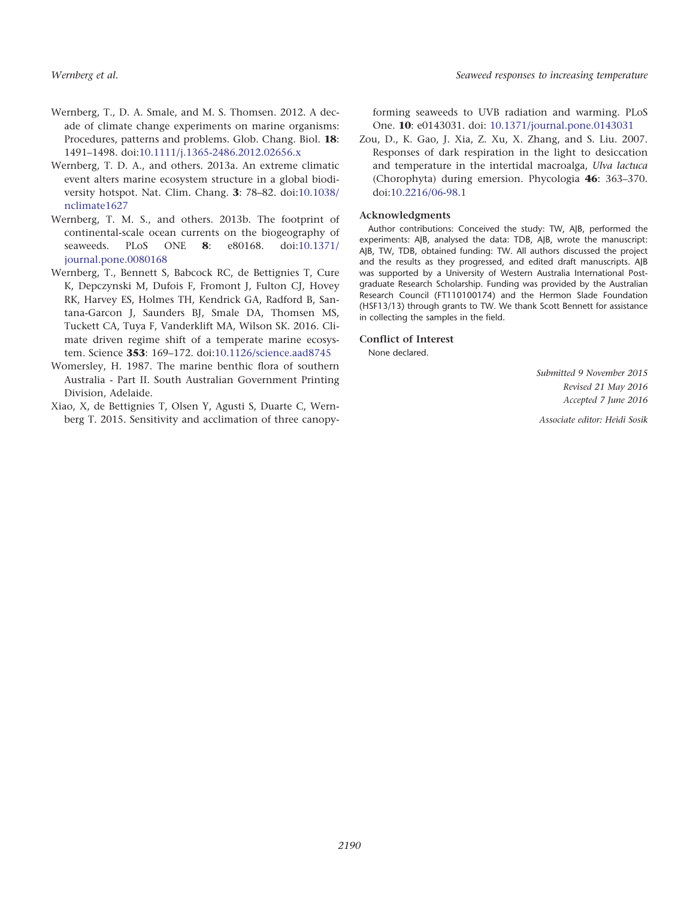Wernberg, T., D. A. Smale, and M. S. Thomsen. 2012. A decade of climate change experiments on marine organisms: Procedures, patterns and problems. Glob. Chang. Biol. **18**: 1491–1498. doi:10.1111/j.1365-2486.2012.02656.x

Wernberg, T. D. A., and others. 2013a. An extreme climatic event alters marine ecosystem structure in a global biodiversity hotspot. Nat. Clim. Chang. **3**: 78–82. doi:10.1038/nclimate1627

Wernberg, T. M. S., and others. 2013b. The footprint of continental-scale ocean currents on the biogeography of seaweeds. PLoS ONE **8**: e80168. doi:10.1371/journal.pone.0080168

Wernberg, T., Bennett S, Babcock RC, de Bettignies T, Cure K, Depczynski M, Dufois F, Fromont J, Fulton CJ, Hovey RK, Harvey ES, Holmes TH, Kendrick GA, Radford B, Santana-Garcon J, Saunders BJ, Smale DA, Thomsen MS, Tuckett CA, Tuya F, Vanderklift MA, Wilson SK. 2016. Climate driven regime shift of a temperate marine ecosystem. Science **353**: 169–172. doi:10.1126/science.aad8745

Womersley, H. 1987. The marine benthic flora of southern Australia - Part II. South Australian Government Printing Division, Adelaide.

Xiao, X, de Bettignies T, Olsen Y, Agusti S, Duarte C, Wernberg T. 2015. Sensitivity and acclimation of three canopy-forming seaweeds to UVB radiation and warming. PLoS One. **10**: e0143031. doi: 10.1371/journal.pone.0143031

Zou, D., K. Gao, J. Xia, Z. Xu, X. Zhang, and S. Liu. 2007. Responses of dark respiration in the light to desiccation and temperature in the intertidal macroalga, *Ulva lactuca* (Chorophyta) during emersion. Phycologia **46**: 363–370. doi:10.2216/06-98.1

### Acknowledgments

Author contributions: Conceived the study: TW, AJB, performed the experiments: AJB, analysed the data: TDB, AJB, wrote the manuscript: AJB, TW, TDB, obtained funding: TW. All authors discussed the project and the results as they progressed, and edited draft manuscripts. AJB was supported by a University of Western Australia International Postgraduate Research Scholarship. Funding was provided by the Australian Research Council (FT110100174) and the Hermon Slade Foundation (HSF13/13) through grants to TW. We thank Scott Bennett for assistance in collecting the samples in the field.

### Conflict of Interest

None declared.

*Submitted 9 November 2015*
*Revised 21 May 2016*
*Accepted 7 June 2016*

*Associate editor: Heidi Sosik*